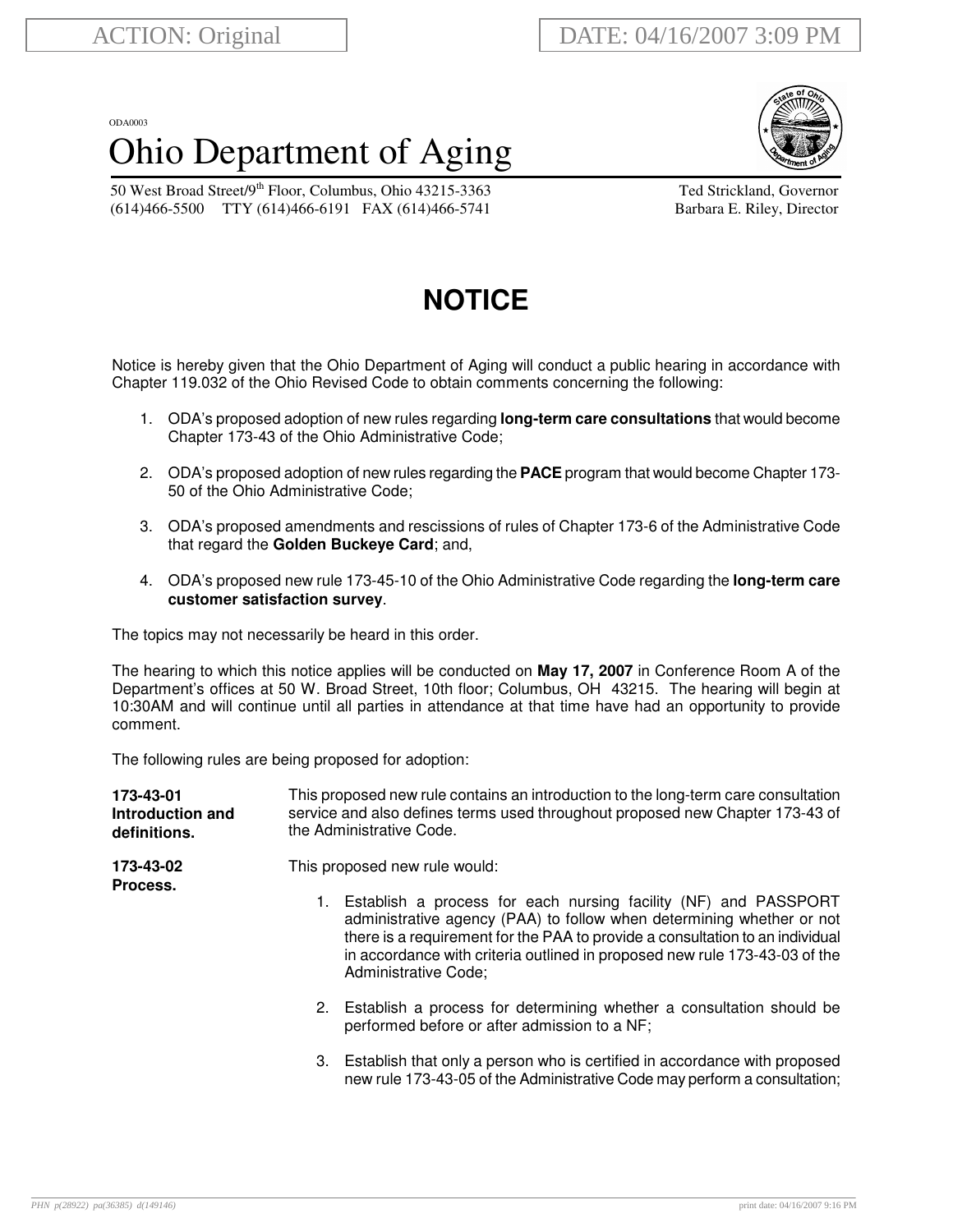ACTION: Original | DATE: 04/16/2007 3:09 PM

ODA0003

# Ohio Department of Aging

50 West Broad Street/9th Floor, Columbus, Ohio 43215-3363
(614)466-5500 TTY (614)466-6191 FAX (614)466-5741

Ted Strickland, Governor
Barbara E. Riley, Director

## NOTICE

Notice is hereby given that the Ohio Department of Aging will conduct a public hearing in accordance with Chapter 119.032 of the Ohio Revised Code to obtain comments concerning the following:

1. ODA's proposed adoption of new rules regarding **long-term care consultations** that would become Chapter 173-43 of the Ohio Administrative Code;

2. ODA's proposed adoption of new rules regarding the **PACE** program that would become Chapter 173-50 of the Ohio Administrative Code;

3. ODA's proposed amendments and rescissions of rules of Chapter 173-6 of the Administrative Code that regard the **Golden Buckeye Card**; and,

4. ODA's proposed new rule 173-45-10 of the Ohio Administrative Code regarding the **long-term care customer satisfaction survey**.

The topics may not necessarily be heard in this order.

The hearing to which this notice applies will be conducted on **May 17, 2007** in Conference Room A of the Department's offices at 50 W. Broad Street, 10th floor; Columbus, OH 43215. The hearing will begin at 10:30AM and will continue until all parties in attendance at that time have had an opportunity to provide comment.

The following rules are being proposed for adoption:

**173-43-01 Introduction and definitions.**

This proposed new rule contains an introduction to the long-term care consultation service and also defines terms used throughout proposed new Chapter 173-43 of the Administrative Code.

**173-43-02 Process.**

This proposed new rule would:

1. Establish a process for each nursing facility (NF) and PASSPORT administrative agency (PAA) to follow when determining whether or not there is a requirement for the PAA to provide a consultation to an individual in accordance with criteria outlined in proposed new rule 173-43-03 of the Administrative Code;

2. Establish a process for determining whether a consultation should be performed before or after admission to a NF;

3. Establish that only a person who is certified in accordance with proposed new rule 173-43-05 of the Administrative Code may perform a consultation;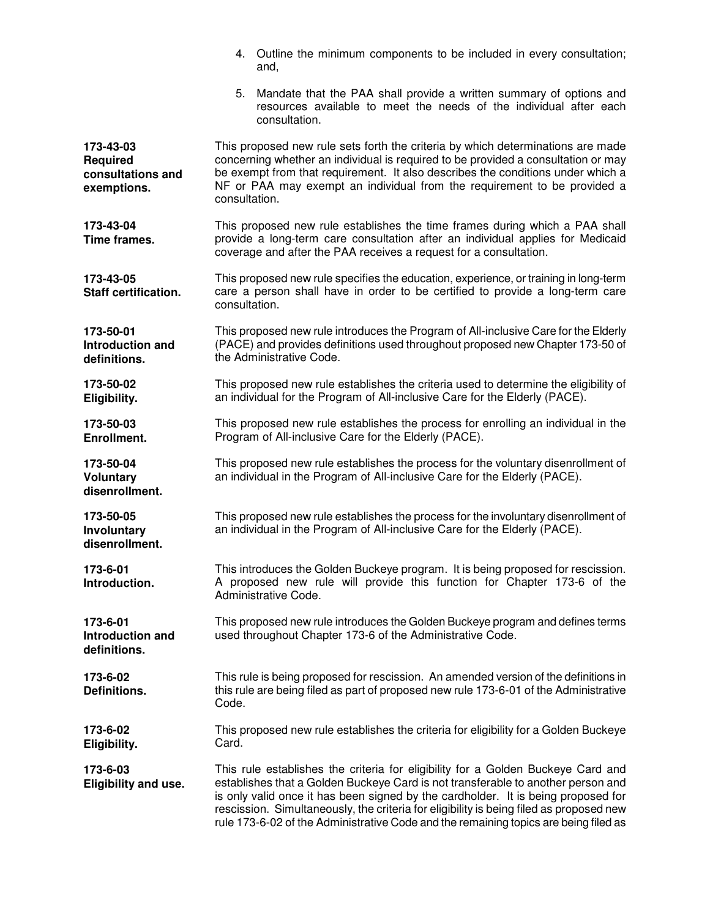4. Outline the minimum components to be included in every consultation; and,

5. Mandate that the PAA shall provide a written summary of options and resources available to meet the needs of the individual after each consultation.

| | |
|---|---|
| **173-43-03 Required consultations and exemptions.** | This proposed new rule sets forth the criteria by which determinations are made concerning whether an individual is required to be provided a consultation or may be exempt from that requirement. It also describes the conditions under which a NF or PAA may exempt an individual from the requirement to be provided a consultation. |
| **173-43-04 Time frames.** | This proposed new rule establishes the time frames during which a PAA shall provide a long-term care consultation after an individual applies for Medicaid coverage and after the PAA receives a request for a consultation. |
| **173-43-05 Staff certification.** | This proposed new rule specifies the education, experience, or training in long-term care a person shall have in order to be certified to provide a long-term care consultation. |
| **173-50-01 Introduction and definitions.** | This proposed new rule introduces the Program of All-inclusive Care for the Elderly (PACE) and provides definitions used throughout proposed new Chapter 173-50 of the Administrative Code. |
| **173-50-02 Eligibility.** | This proposed new rule establishes the criteria used to determine the eligibility of an individual for the Program of All-inclusive Care for the Elderly (PACE). |
| **173-50-03 Enrollment.** | This proposed new rule establishes the process for enrolling an individual in the Program of All-inclusive Care for the Elderly (PACE). |
| **173-50-04 Voluntary disenrollment.** | This proposed new rule establishes the process for the voluntary disenrollment of an individual in the Program of All-inclusive Care for the Elderly (PACE). |
| **173-50-05 Involuntary disenrollment.** | This proposed new rule establishes the process for the involuntary disenrollment of an individual in the Program of All-inclusive Care for the Elderly (PACE). |
| **173-6-01 Introduction.** | This introduces the Golden Buckeye program. It is being proposed for rescission. A proposed new rule will provide this function for Chapter 173-6 of the Administrative Code. |
| **173-6-01 Introduction and definitions.** | This proposed new rule introduces the Golden Buckeye program and defines terms used throughout Chapter 173-6 of the Administrative Code. |
| **173-6-02 Definitions.** | This rule is being proposed for rescission. An amended version of the definitions in this rule are being filed as part of proposed new rule 173-6-01 of the Administrative Code. |
| **173-6-02 Eligibility.** | This proposed new rule establishes the criteria for eligibility for a Golden Buckeye Card. |
| **173-6-03 Eligibility and use.** | This rule establishes the criteria for eligibility for a Golden Buckeye Card and establishes that a Golden Buckeye Card is not transferable to another person and is only valid once it has been signed by the cardholder. It is being proposed for rescission. Simultaneously, the criteria for eligibility is being filed as proposed new rule 173-6-02 of the Administrative Code and the remaining topics are being filed as |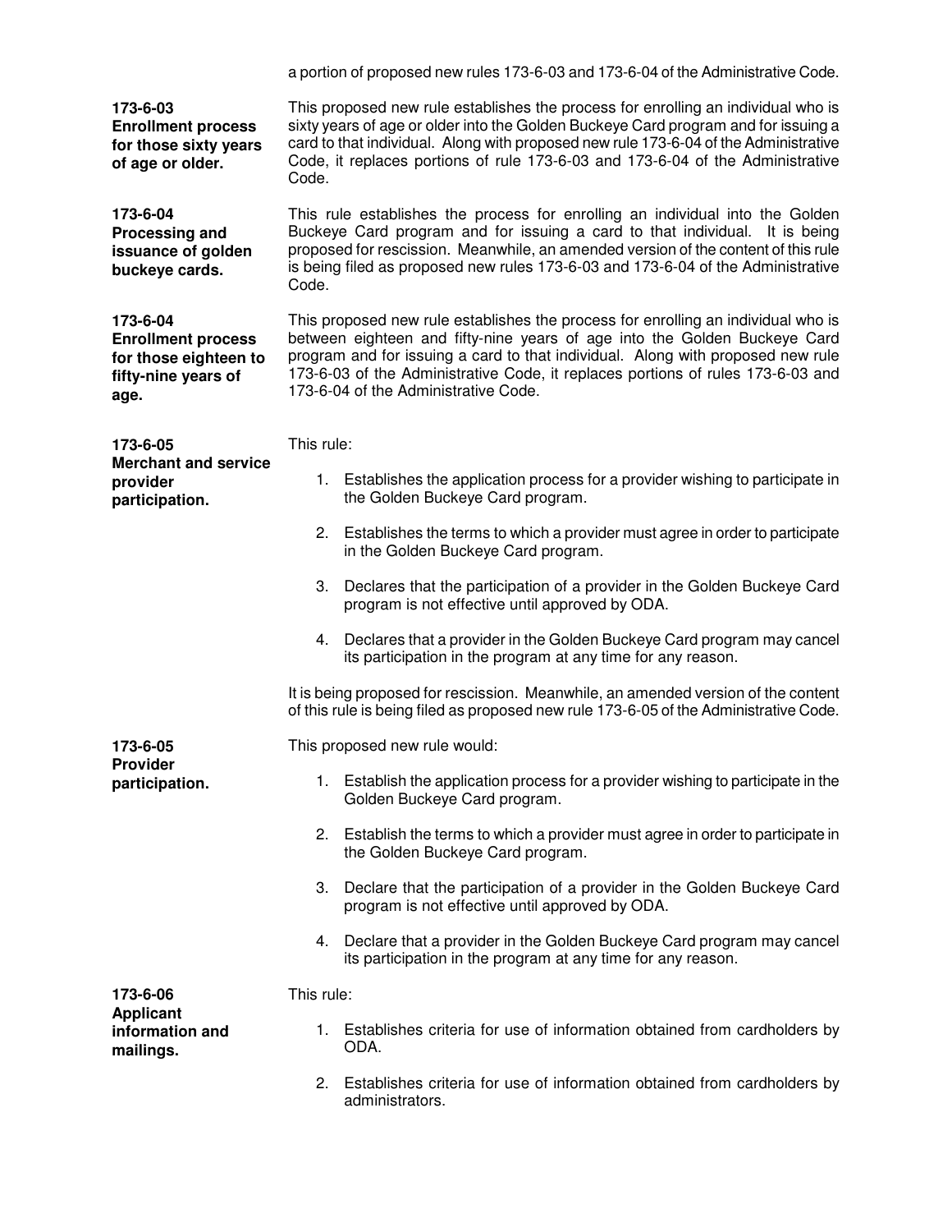a portion of proposed new rules 173-6-03 and 173-6-04 of the Administrative Code.

**173-6-03**
**Enrollment process for those sixty years of age or older.**

This proposed new rule establishes the process for enrolling an individual who is sixty years of age or older into the Golden Buckeye Card program and for issuing a card to that individual. Along with proposed new rule 173-6-04 of the Administrative Code, it replaces portions of rule 173-6-03 and 173-6-04 of the Administrative Code.

**173-6-04**
**Processing and issuance of golden buckeye cards.**

This rule establishes the process for enrolling an individual into the Golden Buckeye Card program and for issuing a card to that individual. It is being proposed for rescission. Meanwhile, an amended version of the content of this rule is being filed as proposed new rules 173-6-03 and 173-6-04 of the Administrative Code.

**173-6-04**
**Enrollment process for those eighteen to fifty-nine years of age.**

This proposed new rule establishes the process for enrolling an individual who is between eighteen and fifty-nine years of age into the Golden Buckeye Card program and for issuing a card to that individual. Along with proposed new rule 173-6-03 of the Administrative Code, it replaces portions of rules 173-6-03 and 173-6-04 of the Administrative Code.

**173-6-05**
**Merchant and service provider participation.**

This rule:

1. Establishes the application process for a provider wishing to participate in the Golden Buckeye Card program.
2. Establishes the terms to which a provider must agree in order to participate in the Golden Buckeye Card program.
3. Declares that the participation of a provider in the Golden Buckeye Card program is not effective until approved by ODA.
4. Declares that a provider in the Golden Buckeye Card program may cancel its participation in the program at any time for any reason.

It is being proposed for rescission. Meanwhile, an amended version of the content of this rule is being filed as proposed new rule 173-6-05 of the Administrative Code.

**173-6-05**
**Provider participation.**

This proposed new rule would:

1. Establish the application process for a provider wishing to participate in the Golden Buckeye Card program.
2. Establish the terms to which a provider must agree in order to participate in the Golden Buckeye Card program.
3. Declare that the participation of a provider in the Golden Buckeye Card program is not effective until approved by ODA.
4. Declare that a provider in the Golden Buckeye Card program may cancel its participation in the program at any time for any reason.

**173-6-06**
**Applicant information and mailings.**

This rule:

1. Establishes criteria for use of information obtained from cardholders by ODA.
2. Establishes criteria for use of information obtained from cardholders by administrators.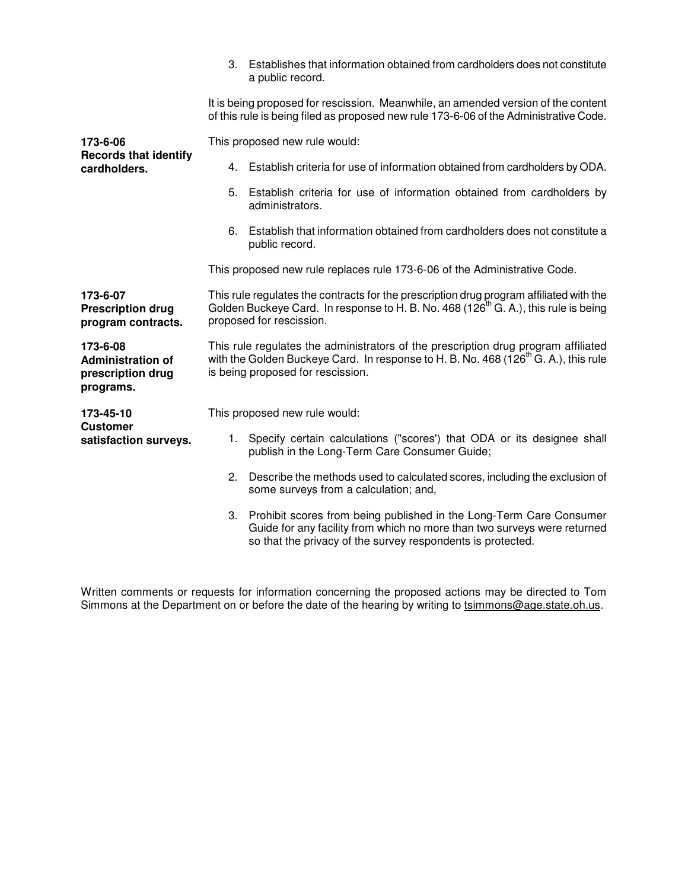3. Establishes that information obtained from cardholders does not constitute a public record.

It is being proposed for rescission. Meanwhile, an amended version of the content of this rule is being filed as proposed new rule 173-6-06 of the Administrative Code.

**173-6-06 Records that identify cardholders.**

This proposed new rule would:

4. Establish criteria for use of information obtained from cardholders by ODA.
5. Establish criteria for use of information obtained from cardholders by administrators.
6. Establish that information obtained from cardholders does not constitute a public record.

This proposed new rule replaces rule 173-6-06 of the Administrative Code.

**173-6-07 Prescription drug program contracts.**

This rule regulates the contracts for the prescription drug program affiliated with the Golden Buckeye Card. In response to H. B. No. 468 (126th G. A.), this rule is being proposed for rescission.

**173-6-08 Administration of prescription drug programs.**

This rule regulates the administrators of the prescription drug program affiliated with the Golden Buckeye Card. In response to H. B. No. 468 (126th G. A.), this rule is being proposed for rescission.

**173-45-10 Customer satisfaction surveys.**

This proposed new rule would:

1. Specify certain calculations ("scores') that ODA or its designee shall publish in the Long-Term Care Consumer Guide;
2. Describe the methods used to calculated scores, including the exclusion of some surveys from a calculation; and,
3. Prohibit scores from being published in the Long-Term Care Consumer Guide for any facility from which no more than two surveys were returned so that the privacy of the survey respondents is protected.

Written comments or requests for information concerning the proposed actions may be directed to Tom Simmons at the Department on or before the date of the hearing by writing to tsimmons@age.state.oh.us.